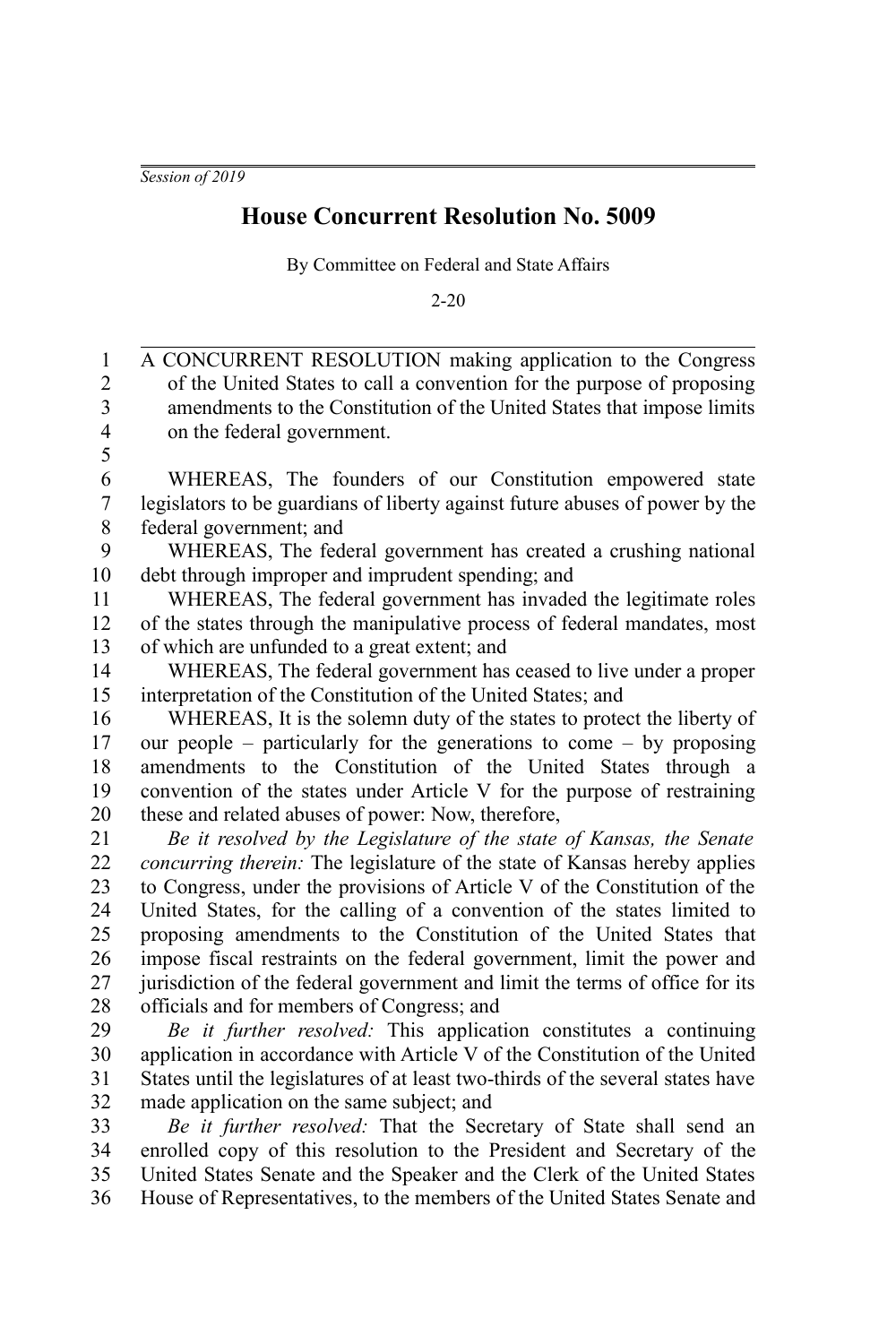*Session of 2019*

# House Concurrent Resolution No. 5009

By Committee on Federal and State Affairs

2-20

A CONCURRENT RESOLUTION making application to the Congress of the United States to call a convention for the purpose of proposing amendments to the Constitution of the United States that impose limits on the federal government.

WHEREAS, The founders of our Constitution empowered state legislators to be guardians of liberty against future abuses of power by the federal government; and

WHEREAS, The federal government has created a crushing national debt through improper and imprudent spending; and

WHEREAS, The federal government has invaded the legitimate roles of the states through the manipulative process of federal mandates, most of which are unfunded to a great extent; and

WHEREAS, The federal government has ceased to live under a proper interpretation of the Constitution of the United States; and

WHEREAS, It is the solemn duty of the states to protect the liberty of our people – particularly for the generations to come – by proposing amendments to the Constitution of the United States through a convention of the states under Article V for the purpose of restraining these and related abuses of power: Now, therefore,

*Be it resolved by the Legislature of the state of Kansas, the Senate concurring therein:* The legislature of the state of Kansas hereby applies to Congress, under the provisions of Article V of the Constitution of the United States, for the calling of a convention of the states limited to proposing amendments to the Constitution of the United States that impose fiscal restraints on the federal government, limit the power and jurisdiction of the federal government and limit the terms of office for its officials and for members of Congress; and

*Be it further resolved:* This application constitutes a continuing application in accordance with Article V of the Constitution of the United States until the legislatures of at least two-thirds of the several states have made application on the same subject; and

*Be it further resolved:* That the Secretary of State shall send an enrolled copy of this resolution to the President and Secretary of the United States Senate and the Speaker and the Clerk of the United States House of Representatives, to the members of the United States Senate and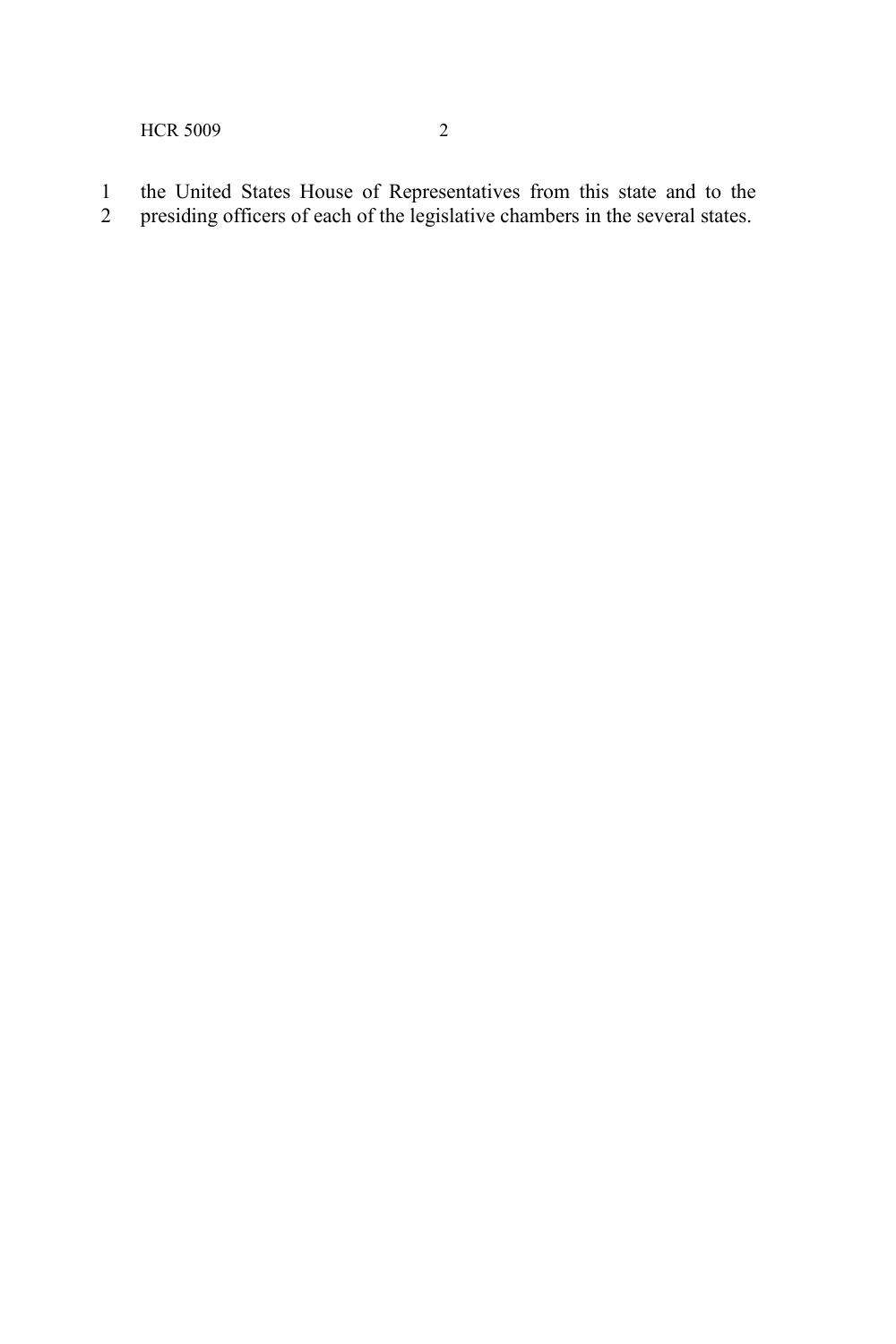the United States House of Representatives from this state and to the presiding officers of each of the legislative chambers in the several states.